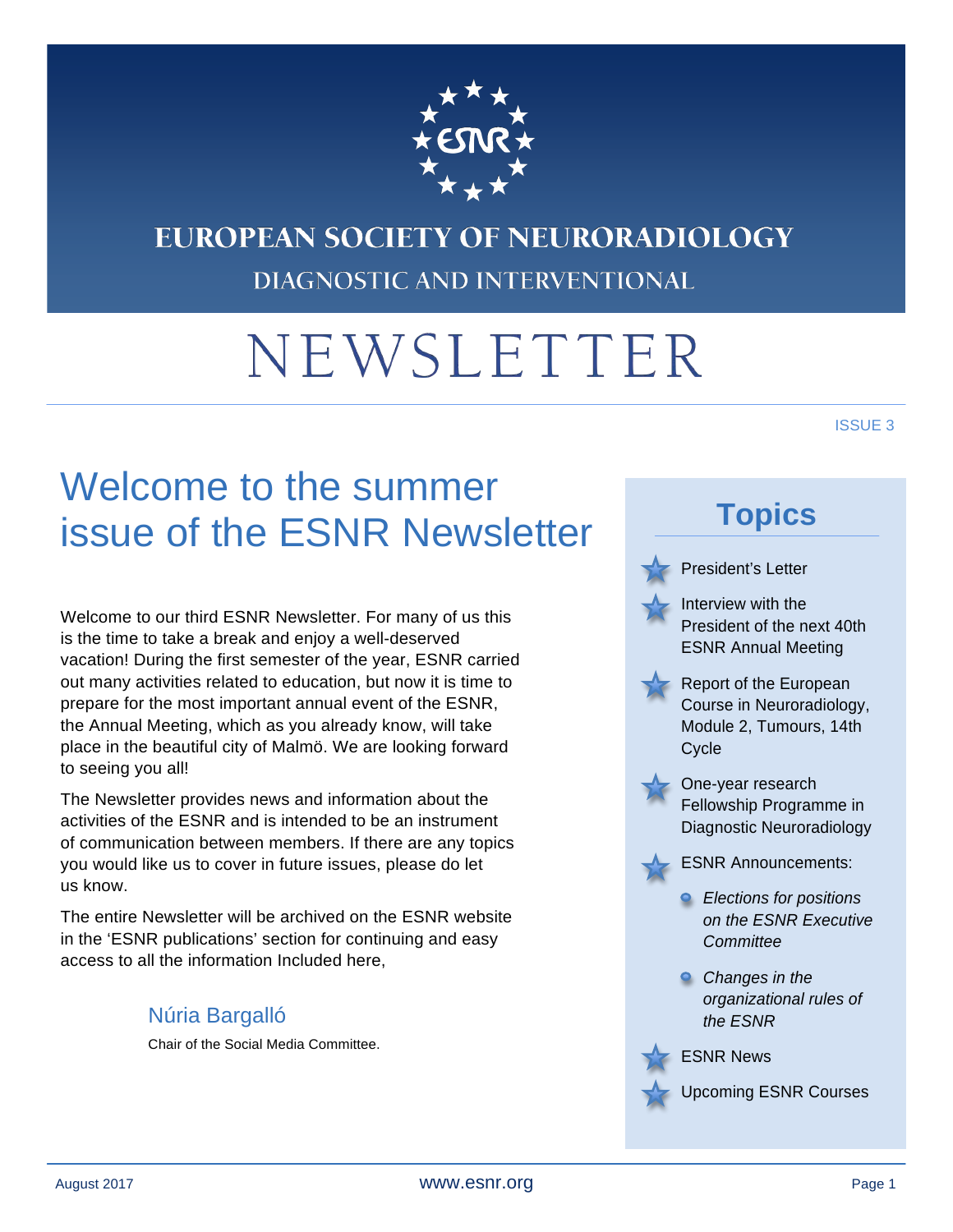# EUROPEAN SOCIETY OF NEURORADIOLOGY

DIAGNOSTIC AND INTERVENTIONAL

# NEWSLETTER

ISSUE 3

## Welcome to the summer issue of the ESNR Newsletter

Welcome to our third ESNR Newsletter. For many of us this is the time to take a break and enjoy a well-deserved vacation! During the first semester of the year, ESNR carried out many activities related to education, but now it is time to prepare for the most important annual event of the ESNR, the Annual Meeting, which as you already know, will take place in the beautiful city of Malmö. We are looking forward to seeing you all!

The Newsletter provides news and information about the activities of the ESNR and is intended to be an instrument of communication between members. If there are any topics you would like us to cover in future issues, please do let us know.

The entire Newsletter will be archived on the ESNR website in the 'ESNR publications' section for continuing and easy access to all the information Included here,

Núria Bargalló

Chair of the Social Media Committee.

## Topics

- President's Letter
- Interview with the President of the next 40th ESNR Annual Meeting
- Report of the European Course in Neuroradiology, Module 2, Tumours, 14th Cycle
- One-year research Fellowship Programme in Diagnostic Neuroradiology
- ESNR Announcements:
  - *Elections for positions on the ESNR Executive Committee*
  - *Changes in the organizational rules of the ESNR*
- ESNR News
- Upcoming ESNR Courses

August 2017 www.esnr.org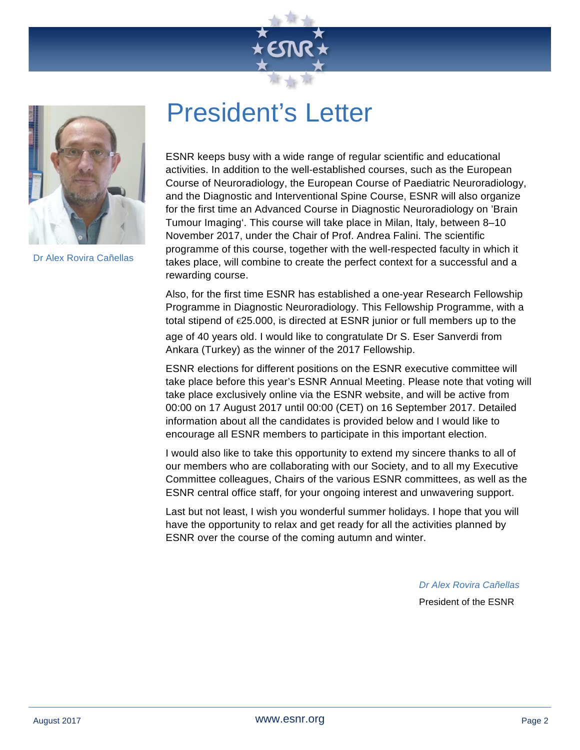Dr Alex Rovira Cañellas

# President's Letter

ESNR keeps busy with a wide range of regular scientific and educational activities. In addition to the well-established courses, such as the European Course of Neuroradiology, the European Course of Paediatric Neuroradiology, and the Diagnostic and Interventional Spine Course, ESNR will also organize for the first time an Advanced Course in Diagnostic Neuroradiology on 'Brain Tumour Imaging'. This course will take place in Milan, Italy, between 8–10 November 2017, under the Chair of Prof. Andrea Falini. The scientific programme of this course, together with the well-respected faculty in which it takes place, will combine to create the perfect context for a successful and a rewarding course.

Also, for the first time ESNR has established a one-year Research Fellowship Programme in Diagnostic Neuroradiology. This Fellowship Programme, with a total stipend of €25.000, is directed at ESNR junior or full members up to the age of 40 years old. I would like to congratulate Dr S. Eser Sanverdi from Ankara (Turkey) as the winner of the 2017 Fellowship.

ESNR elections for different positions on the ESNR executive committee will take place before this year's ESNR Annual Meeting. Please note that voting will take place exclusively online via the ESNR website, and will be active from 00:00 on 17 August 2017 until 00:00 (CET) on 16 September 2017. Detailed information about all the candidates is provided below and I would like to encourage all ESNR members to participate in this important election.

I would also like to take this opportunity to extend my sincere thanks to all of our members who are collaborating with our Society, and to all my Executive Committee colleagues, Chairs of the various ESNR committees, as well as the ESNR central office staff, for your ongoing interest and unwavering support.

Last but not least, I wish you wonderful summer holidays. I hope that you will have the opportunity to relax and get ready for all the activities planned by ESNR over the course of the coming autumn and winter.

*Dr Alex Rovira Cañellas*

President of the ESNR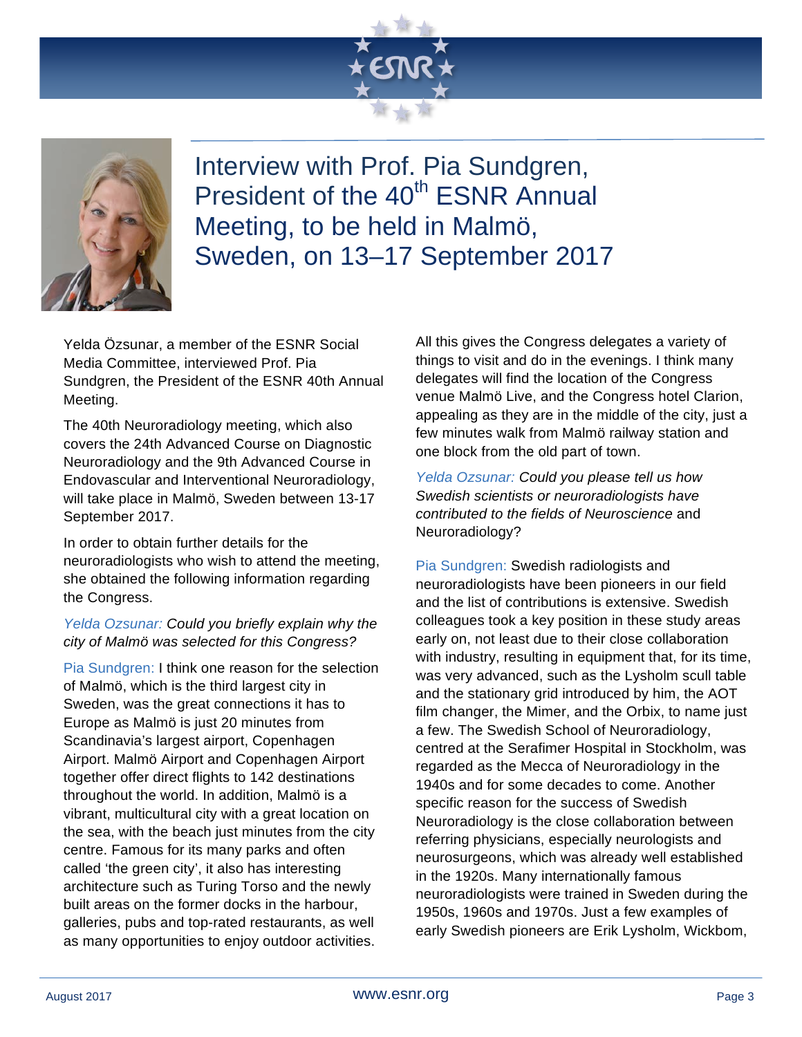# Interview with Prof. Pia Sundgren, President of the 40th ESNR Annual Meeting, to be held in Malmö, Sweden, on 13–17 September 2017

Yelda Özsunar, a member of the ESNR Social Media Committee, interviewed Prof. Pia Sundgren, the President of the ESNR 40th Annual Meeting.

The 40th Neuroradiology meeting, which also covers the 24th Advanced Course on Diagnostic Neuroradiology and the 9th Advanced Course in Endovascular and Interventional Neuroradiology, will take place in Malmö, Sweden between 13-17 September 2017.

In order to obtain further details for the neuroradiologists who wish to attend the meeting, she obtained the following information regarding the Congress.

Yelda Ozsunar: *Could you briefly explain why the city of Malmö was selected for this Congress?*

Pia Sundgren: I think one reason for the selection of Malmö, which is the third largest city in Sweden, was the great connections it has to Europe as Malmö is just 20 minutes from Scandinavia's largest airport, Copenhagen Airport. Malmö Airport and Copenhagen Airport together offer direct flights to 142 destinations throughout the world. In addition, Malmö is a vibrant, multicultural city with a great location on the sea, with the beach just minutes from the city centre. Famous for its many parks and often called 'the green city', it also has interesting architecture such as Turing Torso and the newly built areas on the former docks in the harbour, galleries, pubs and top-rated restaurants, as well as many opportunities to enjoy outdoor activities. All this gives the Congress delegates a variety of things to visit and do in the evenings. I think many delegates will find the location of the Congress venue Malmö Live, and the Congress hotel Clarion, appealing as they are in the middle of the city, just a few minutes walk from Malmö railway station and one block from the old part of town.

Yelda Ozsunar: *Could you please tell us how Swedish scientists or neuroradiologists have contributed to the fields of Neuroscience* and Neuroradiology?

Pia Sundgren: Swedish radiologists and neuroradiologists have been pioneers in our field and the list of contributions is extensive. Swedish colleagues took a key position in these study areas early on, not least due to their close collaboration with industry, resulting in equipment that, for its time, was very advanced, such as the Lysholm scull table and the stationary grid introduced by him, the AOT film changer, the Mimer, and the Orbix, to name just a few. The Swedish School of Neuroradiology, centred at the Serafimer Hospital in Stockholm, was regarded as the Mecca of Neuroradiology in the 1940s and for some decades to come. Another specific reason for the success of Swedish Neuroradiology is the close collaboration between referring physicians, especially neurologists and neurosurgeons, which was already well established in the 1920s. Many internationally famous neuroradiologists were trained in Sweden during the 1950s, 1960s and 1970s. Just a few examples of early Swedish pioneers are Erik Lysholm, Wickbom,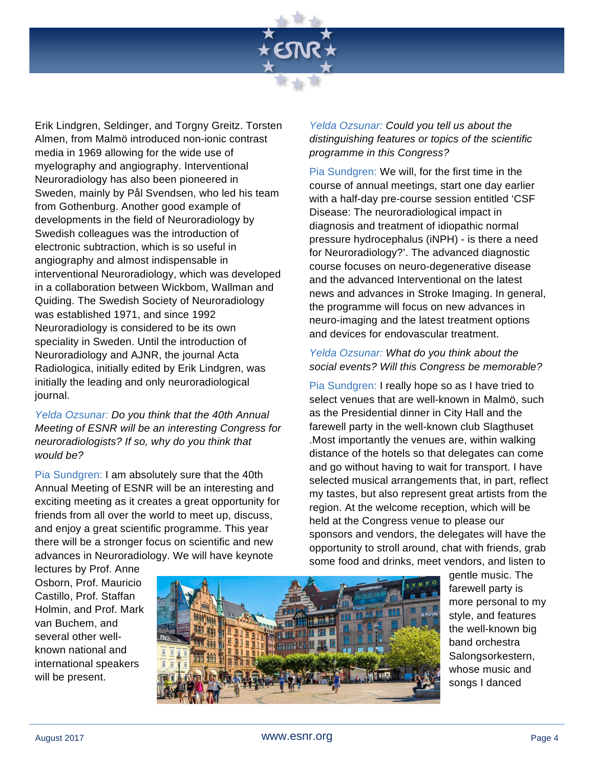Erik Lindgren, Seldinger, and Torgny Greitz. Torsten Almen, from Malmö introduced non-ionic contrast media in 1969 allowing for the wide use of myelography and angiography. Interventional Neuroradiology has also been pioneered in Sweden, mainly by Pål Svendsen, who led his team from Gothenburg. Another good example of developments in the field of Neuroradiology by Swedish colleagues was the introduction of electronic subtraction, which is so useful in angiography and almost indispensable in interventional Neuroradiology, which was developed in a collaboration between Wickbom, Wallman and Quiding. The Swedish Society of Neuroradiology was established 1971, and since 1992 Neuroradiology is considered to be its own speciality in Sweden. Until the introduction of Neuroradiology and AJNR, the journal Acta Radiologica, initially edited by Erik Lindgren, was initially the leading and only neuroradiological journal.

Yelda Ozsunar: *Do you think that the 40th Annual Meeting of ESNR will be an interesting Congress for neuroradiologists? If so, why do you think that would be?*

Pia Sundgren: I am absolutely sure that the 40th Annual Meeting of ESNR will be an interesting and exciting meeting as it creates a great opportunity for friends from all over the world to meet up, discuss, and enjoy a great scientific programme. This year there will be a stronger focus on scientific and new advances in Neuroradiology. We will have keynote lectures by Prof. Anne Osborn, Prof. Mauricio Castillo, Prof. Staffan Holmin, and Prof. Mark van Buchem, and several other well-known national and international speakers will be present.

Yelda Ozsunar: *Could you tell us about the distinguishing features or topics of the scientific programme in this Congress?*

Pia Sundgren: We will, for the first time in the course of annual meetings, start one day earlier with a half-day pre-course session entitled 'CSF Disease: The neuroradiological impact in diagnosis and treatment of idiopathic normal pressure hydrocephalus (iNPH) - is there a need for Neuroradiology?'. The advanced diagnostic course focuses on neuro-degenerative disease and the advanced Interventional on the latest news and advances in Stroke Imaging. In general, the programme will focus on new advances in neuro-imaging and the latest treatment options and devices for endovascular treatment.

Yelda Ozsunar: *What do you think about the social events? Will this Congress be memorable?*

Pia Sundgren: I really hope so as I have tried to select venues that are well-known in Malmö, such as the Presidential dinner in City Hall and the farewell party in the well-known club Slagthuset .Most importantly the venues are, within walking distance of the hotels so that delegates can come and go without having to wait for transport. I have selected musical arrangements that, in part, reflect my tastes, but also represent great artists from the region. At the welcome reception, which will be held at the Congress venue to please our sponsors and vendors, the delegates will have the opportunity to stroll around, chat with friends, grab some food and drinks, meet vendors, and listen to gentle music. The farewell party is more personal to my style, and features the well-known big band orchestra Salongsorkestern, whose music and songs I danced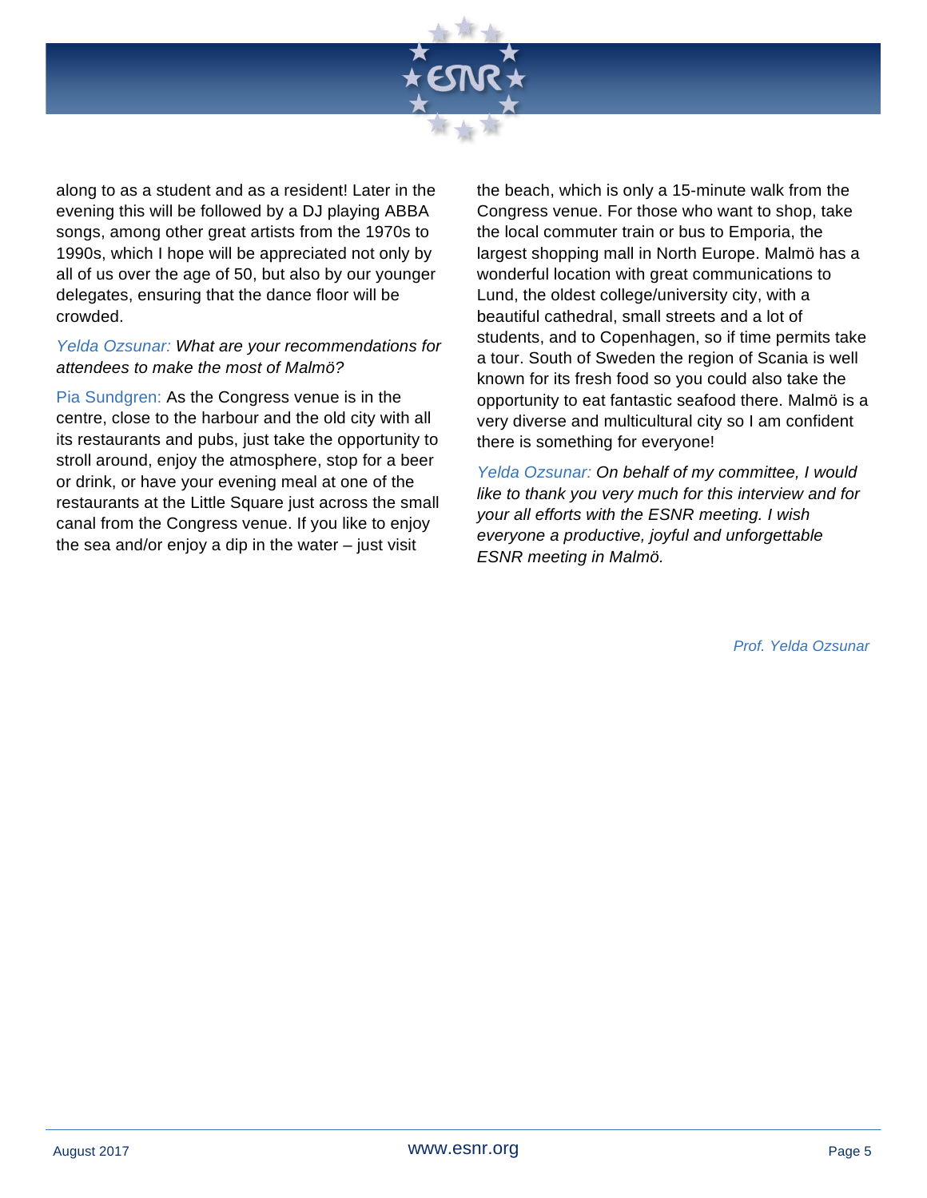along to as a student and as a resident! Later in the evening this will be followed by a DJ playing ABBA songs, among other great artists from the 1970s to 1990s, which I hope will be appreciated not only by all of us over the age of 50, but also by our younger delegates, ensuring that the dance floor will be crowded.

Yelda Ozsunar: *What are your recommendations for attendees to make the most of Malmö?*

Pia Sundgren: As the Congress venue is in the centre, close to the harbour and the old city with all its restaurants and pubs, just take the opportunity to stroll around, enjoy the atmosphere, stop for a beer or drink, or have your evening meal at one of the restaurants at the Little Square just across the small canal from the Congress venue. If you like to enjoy the sea and/or enjoy a dip in the water – just visit the beach, which is only a 15-minute walk from the Congress venue. For those who want to shop, take the local commuter train or bus to Emporia, the largest shopping mall in North Europe. Malmö has a wonderful location with great communications to Lund, the oldest college/university city, with a beautiful cathedral, small streets and a lot of students, and to Copenhagen, so if time permits take a tour. South of Sweden the region of Scania is well known for its fresh food so you could also take the opportunity to eat fantastic seafood there. Malmö is a very diverse and multicultural city so I am confident there is something for everyone!

Yelda Ozsunar: *On behalf of my committee, I would like to thank you very much for this interview and for your all efforts with the ESNR meeting. I wish everyone a productive, joyful and unforgettable ESNR meeting in Malmö.*

*Prof. Yelda Ozsunar*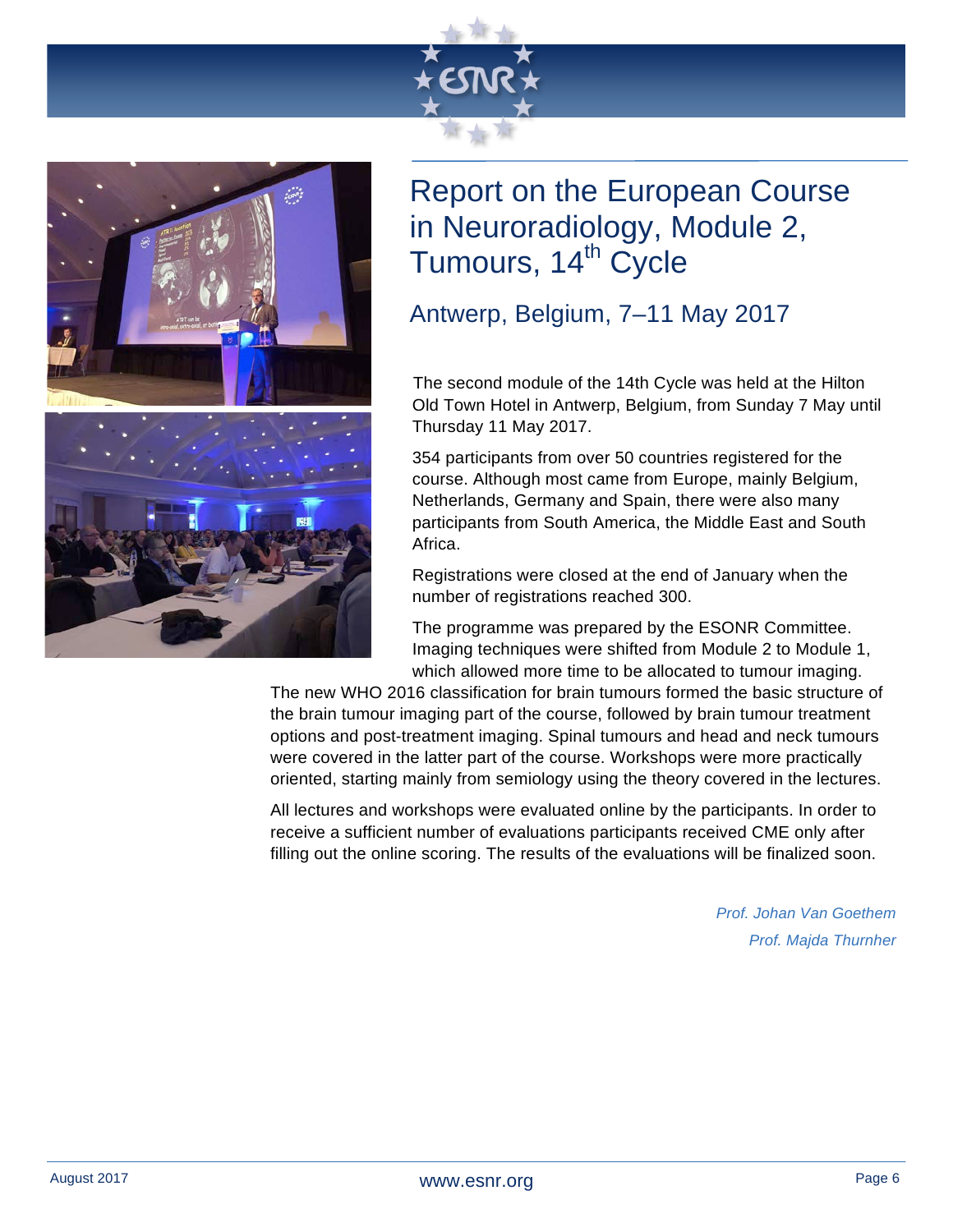# Report on the European Course in Neuroradiology, Module 2, Tumours, 14th Cycle

## Antwerp, Belgium, 7–11 May 2017

The second module of the 14th Cycle was held at the Hilton Old Town Hotel in Antwerp, Belgium, from Sunday 7 May until Thursday 11 May 2017.

354 participants from over 50 countries registered for the course. Although most came from Europe, mainly Belgium, Netherlands, Germany and Spain, there were also many participants from South America, the Middle East and South Africa.

Registrations were closed at the end of January when the number of registrations reached 300.

The programme was prepared by the ESONR Committee. Imaging techniques were shifted from Module 2 to Module 1, which allowed more time to be allocated to tumour imaging. The new WHO 2016 classification for brain tumours formed the basic structure of the brain tumour imaging part of the course, followed by brain tumour treatment options and post-treatment imaging. Spinal tumours and head and neck tumours were covered in the latter part of the course. Workshops were more practically oriented, starting mainly from semiology using the theory covered in the lectures.

All lectures and workshops were evaluated online by the participants. In order to receive a sufficient number of evaluations participants received CME only after filling out the online scoring. The results of the evaluations will be finalized soon.

*Prof. Johan Van Goethem*

*Prof. Majda Thurnher*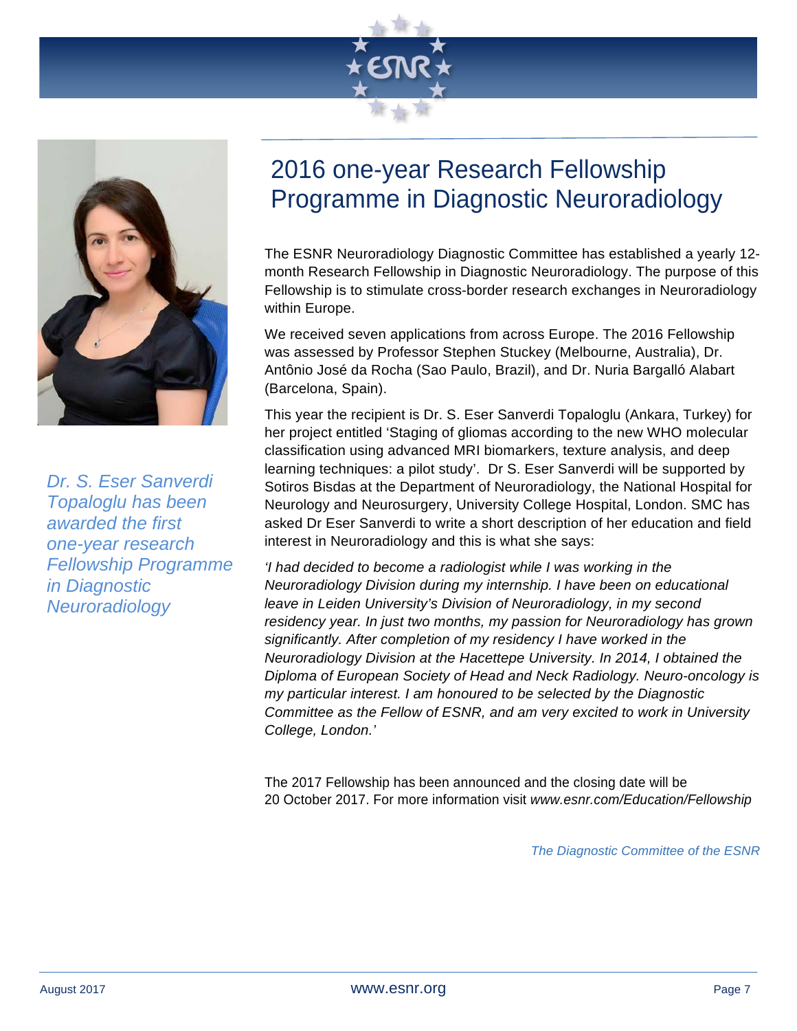# 2016 one-year Research Fellowship Programme in Diagnostic Neuroradiology

*Dr. S. Eser Sanverdi Topaloglu has been awarded the first one-year research Fellowship Programme in Diagnostic Neuroradiology*

The ESNR Neuroradiology Diagnostic Committee has established a yearly 12-month Research Fellowship in Diagnostic Neuroradiology. The purpose of this Fellowship is to stimulate cross-border research exchanges in Neuroradiology within Europe.

We received seven applications from across Europe. The 2016 Fellowship was assessed by Professor Stephen Stuckey (Melbourne, Australia), Dr. Antônio José da Rocha (Sao Paulo, Brazil), and Dr. Nuria Bargalló Alabart (Barcelona, Spain).

This year the recipient is Dr. S. Eser Sanverdi Topaloglu (Ankara, Turkey) for her project entitled 'Staging of gliomas according to the new WHO molecular classification using advanced MRI biomarkers, texture analysis, and deep learning techniques: a pilot study'. Dr S. Eser Sanverdi will be supported by Sotiros Bisdas at the Department of Neuroradiology, the National Hospital for Neurology and Neurosurgery, University College Hospital, London. SMC has asked Dr Eser Sanverdi to write a short description of her education and field interest in Neuroradiology and this is what she says:

*'I had decided to become a radiologist while I was working in the Neuroradiology Division during my internship. I have been on educational leave in Leiden University's Division of Neuroradiology, in my second residency year. In just two months, my passion for Neuroradiology has grown significantly. After completion of my residency I have worked in the Neuroradiology Division at the Hacettepe University. In 2014, I obtained the Diploma of European Society of Head and Neck Radiology. Neuro-oncology is my particular interest. I am honoured to be selected by the Diagnostic Committee as the Fellow of ESNR, and am very excited to work in University College, London.'*

The 2017 Fellowship has been announced and the closing date will be 20 October 2017. For more information visit *www.esnr.com/Education/Fellowship*

*The Diagnostic Committee of the ESNR*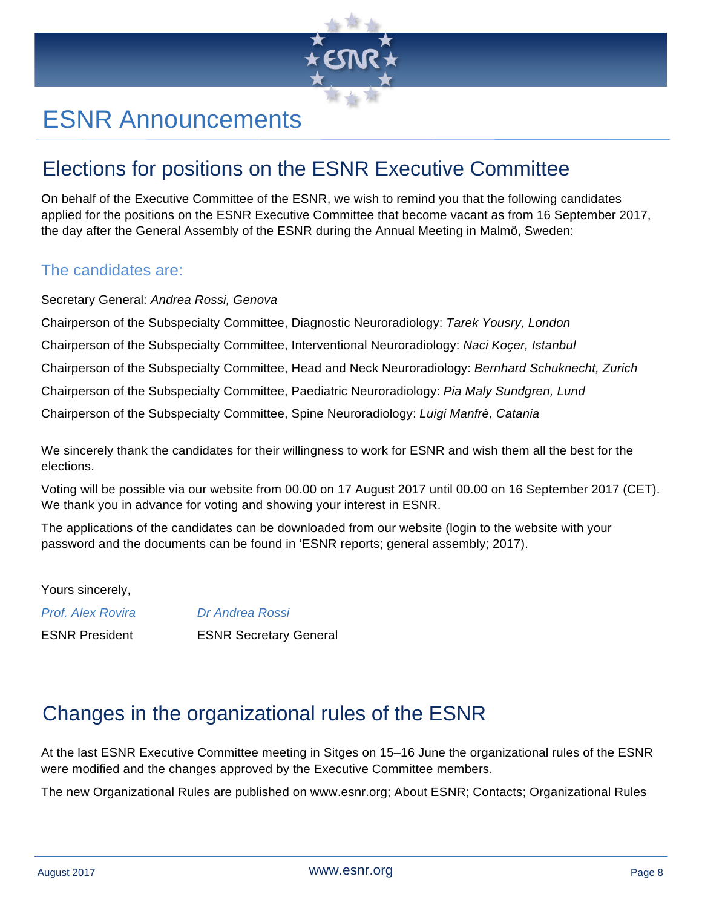# ESNR Announcements

## Elections for positions on the ESNR Executive Committee

On behalf of the Executive Committee of the ESNR, we wish to remind you that the following candidates applied for the positions on the ESNR Executive Committee that become vacant as from 16 September 2017, the day after the General Assembly of the ESNR during the Annual Meeting in Malmö, Sweden:

### The candidates are:

Secretary General: *Andrea Rossi, Genova*

Chairperson of the Subspecialty Committee, Diagnostic Neuroradiology: *Tarek Yousry, London*

Chairperson of the Subspecialty Committee, Interventional Neuroradiology: *Naci Koçer, Istanbul*

Chairperson of the Subspecialty Committee, Head and Neck Neuroradiology: *Bernhard Schuknecht, Zurich*

Chairperson of the Subspecialty Committee, Paediatric Neuroradiology: *Pia Maly Sundgren, Lund*

Chairperson of the Subspecialty Committee, Spine Neuroradiology: *Luigi Manfrè, Catania*

We sincerely thank the candidates for their willingness to work for ESNR and wish them all the best for the elections.

Voting will be possible via our website from 00.00 on 17 August 2017 until 00.00 on 16 September 2017 (CET). We thank you in advance for voting and showing your interest in ESNR.

The applications of the candidates can be downloaded from our website (login to the website with your password and the documents can be found in 'ESNR reports; general assembly; 2017).

Yours sincerely,

| *Prof. Alex Rovira* | *Dr Andrea Rossi* |
|---|---|
| ESNR President | ESNR Secretary General |

## Changes in the organizational rules of the ESNR

At the last ESNR Executive Committee meeting in Sitges on 15–16 June the organizational rules of the ESNR were modified and the changes approved by the Executive Committee members.

The new Organizational Rules are published on www.esnr.org; About ESNR; Contacts; Organizational Rules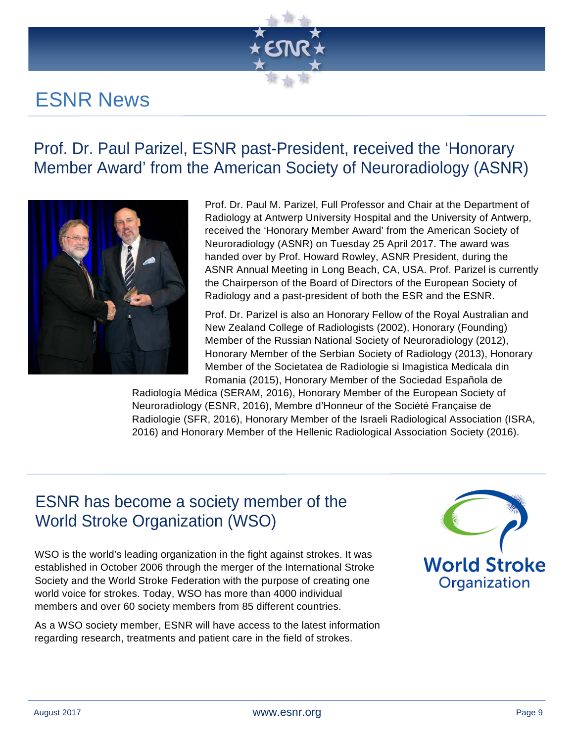# ESNR News

## Prof. Dr. Paul Parizel, ESNR past-President, received the 'Honorary Member Award' from the American Society of Neuroradiology (ASNR)

Prof. Dr. Paul M. Parizel, Full Professor and Chair at the Department of Radiology at Antwerp University Hospital and the University of Antwerp, received the 'Honorary Member Award' from the American Society of Neuroradiology (ASNR) on Tuesday 25 April 2017. The award was handed over by Prof. Howard Rowley, ASNR President, during the ASNR Annual Meeting in Long Beach, CA, USA. Prof. Parizel is currently the Chairperson of the Board of Directors of the European Society of Radiology and a past-president of both the ESR and the ESNR.

Prof. Dr. Parizel is also an Honorary Fellow of the Royal Australian and New Zealand College of Radiologists (2002), Honorary (Founding) Member of the Russian National Society of Neuroradiology (2012), Honorary Member of the Serbian Society of Radiology (2013), Honorary Member of the Societatea de Radiologie si Imagistica Medicala din Romania (2015), Honorary Member of the Sociedad Española de Radiología Médica (SERAM, 2016), Honorary Member of the European Society of Neuroradiology (ESNR, 2016), Membre d'Honneur of the Société Française de Radiologie (SFR, 2016), Honorary Member of the Israeli Radiological Association (ISRA, 2016) and Honorary Member of the Hellenic Radiological Association Society (2016).

## ESNR has become a society member of the World Stroke Organization (WSO)

WSO is the world's leading organization in the fight against strokes. It was established in October 2006 through the merger of the International Stroke Society and the World Stroke Federation with the purpose of creating one world voice for strokes. Today, WSO has more than 4000 individual members and over 60 society members from 85 different countries.

As a WSO society member, ESNR will have access to the latest information regarding research, treatments and patient care in the field of strokes.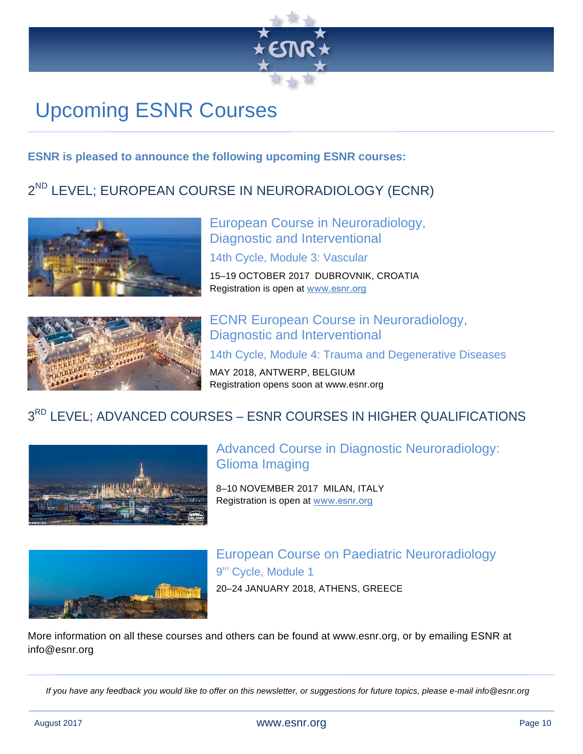# Upcoming ESNR Courses

**ESNR is pleased to announce the following upcoming ESNR courses:**

## 2ND LEVEL; EUROPEAN COURSE IN NEURORADIOLOGY (ECNR)

### European Course in Neuroradiology, Diagnostic and Interventional

14th Cycle, Module 3: Vascular

15–19 OCTOBER 2017 DUBROVNIK, CROATIA
Registration is open at www.esnr.org

### ECNR European Course in Neuroradiology, Diagnostic and Interventional

14th Cycle, Module 4: Trauma and Degenerative Diseases

MAY 2018, ANTWERP, BELGIUM
Registration opens soon at www.esnr.org

## 3RD LEVEL; ADVANCED COURSES – ESNR COURSES IN HIGHER QUALIFICATIONS

### Advanced Course in Diagnostic Neuroradiology: Glioma Imaging

8–10 NOVEMBER 2017 MILAN, ITALY
Registration is open at www.esnr.org

### European Course on Paediatric Neuroradiology

9th Cycle, Module 1

20–24 JANUARY 2018, ATHENS, GREECE

More information on all these courses and others can be found at www.esnr.org, or by emailing ESNR at info@esnr.org

*If you have any feedback you would like to offer on this newsletter, or suggestions for future topics, please e-mail info@esnr.org*